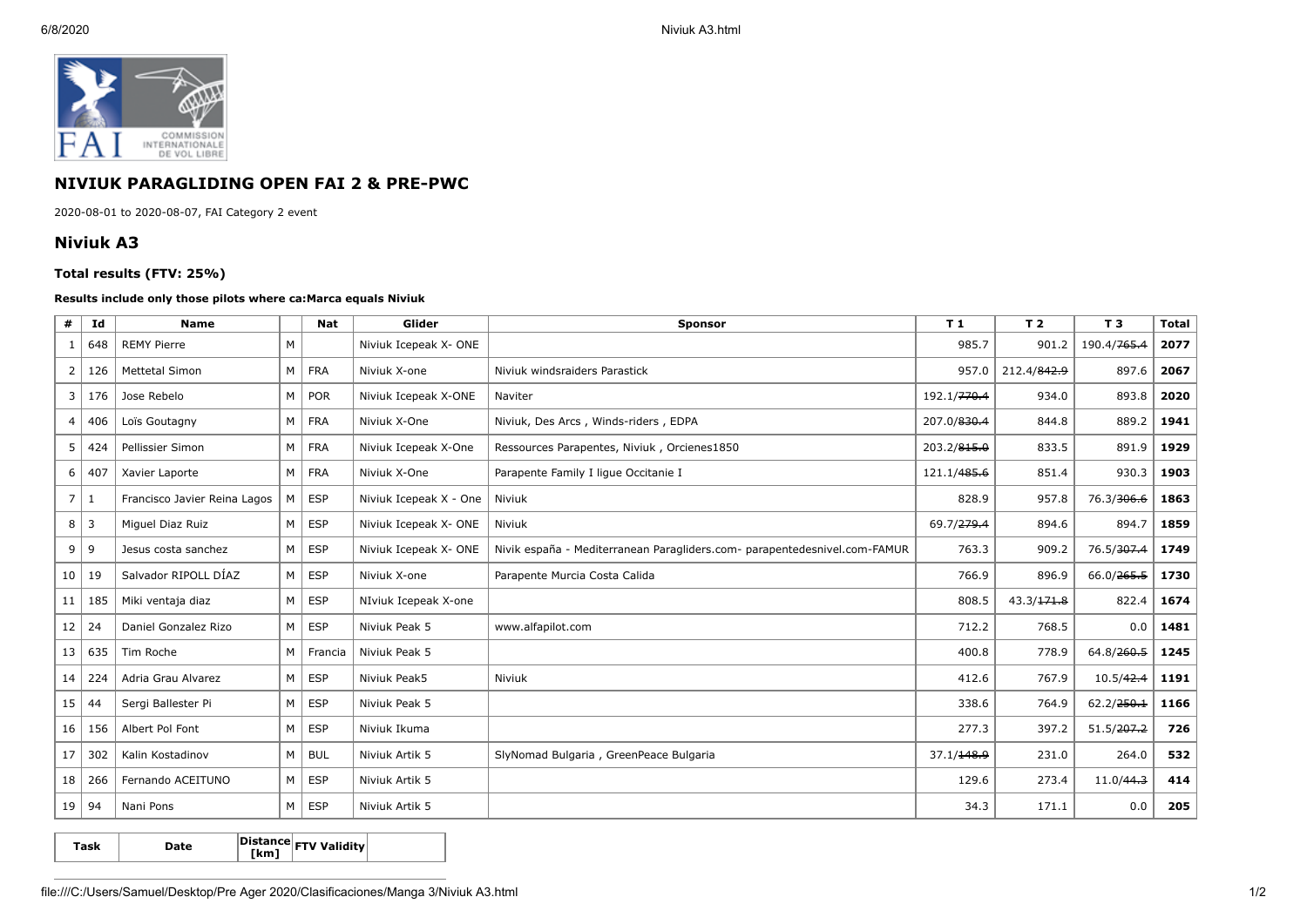## NIVIUK PARAGLIDING OPEN FAI 2 & PRE-PWC

2020-08-01 to 2020-08-07, FAI Category 2 event

## Niviuk A3

### Total results (FTV: 25%)

**Results include only those pilots where ca:Marca equals Niviuk**

| # | Id | Name | | Nat | Glider | Sponsor | T 1 | T 2 | T 3 | Total |
|---|---|---|---|---|---|---|---|---|---|---|
| 1 | 648 | REMY Pierre | M | | Niviuk Icepeak X- ONE | | 985.7 | 901.2 | 190.4/~~765.4~~ | **2077** |
| 2 | 126 | Mettetal Simon | M | FRA | Niviuk X-one | Niviuk windsraiders Parastick | 957.0 | 212.4/~~842.9~~ | 897.6 | **2067** |
| 3 | 176 | Jose Rebelo | M | POR | Niviuk Icepeak X-ONE | Naviter | 192.1/~~770.4~~ | 934.0 | 893.8 | **2020** |
| 4 | 406 | Loïs Goutagny | M | FRA | Niviuk X-One | Niviuk, Des Arcs , Winds-riders , EDPA | 207.0/~~830.4~~ | 844.8 | 889.2 | **1941** |
| 5 | 424 | Pellissier Simon | M | FRA | Niviuk Icepeak X-One | Ressources Parapentes, Niviuk , Orcienes1850 | 203.2/~~815.0~~ | 833.5 | 891.9 | **1929** |
| 6 | 407 | Xavier Laporte | M | FRA | Niviuk X-One | Parapente Family I ligue Occitanie I | 121.1/~~485.6~~ | 851.4 | 930.3 | **1903** |
| 7 | 1 | Francisco Javier Reina Lagos | M | ESP | Niviuk Icepeak X - One | Niviuk | 828.9 | 957.8 | 76.3/~~306.6~~ | **1863** |
| 8 | 3 | Miguel Diaz Ruiz | M | ESP | Niviuk Icepeak X- ONE | Niviuk | 69.7/~~279.4~~ | 894.6 | 894.7 | **1859** |
| 9 | 9 | Jesus costa sanchez | M | ESP | Niviuk Icepeak X- ONE | Nivik españa - Mediterranean Paragliders.com- parapentedesnivel.com-FAMUR | 763.3 | 909.2 | 76.5/~~307.4~~ | **1749** |
| 10 | 19 | Salvador RIPOLL DÍAZ | M | ESP | Niviuk X-one | Parapente Murcia Costa Calida | 766.9 | 896.9 | 66.0/~~265.5~~ | **1730** |
| 11 | 185 | Miki ventaja diaz | M | ESP | NIviuk Icepeak X-one | | 808.5 | 43.3/~~171.8~~ | 822.4 | **1674** |
| 12 | 24 | Daniel Gonzalez Rizo | M | ESP | Niviuk Peak 5 | www.alfapilot.com | 712.2 | 768.5 | 0.0 | **1481** |
| 13 | 635 | Tim Roche | M | Francia | Niviuk Peak 5 | | 400.8 | 778.9 | 64.8/~~260.5~~ | **1245** |
| 14 | 224 | Adria Grau Alvarez | M | ESP | Niviuk Peak5 | Niviuk | 412.6 | 767.9 | 10.5/~~42.4~~ | **1191** |
| 15 | 44 | Sergi Ballester Pi | M | ESP | Niviuk Peak 5 | | 338.6 | 764.9 | 62.2/~~250.1~~ | **1166** |
| 16 | 156 | Albert Pol Font | M | ESP | Niviuk Ikuma | | 277.3 | 397.2 | 51.5/~~207.2~~ | **726** |
| 17 | 302 | Kalin Kostadinov | M | BUL | Niviuk Artik 5 | SlyNomad Bulgaria , GreenPeace Bulgaria | 37.1/~~148.9~~ | 231.0 | 264.0 | **532** |
| 18 | 266 | Fernando ACEITUNO | M | ESP | Niviuk Artik 5 | | 129.6 | 273.4 | 11.0/~~44.3~~ | **414** |
| 19 | 94 | Nani Pons | M | ESP | Niviuk Artik 5 | | 34.3 | 171.1 | 0.0 | **205** |

| Task | Date | Distance [km] | FTV Validity | |
|---|---|---|---|---|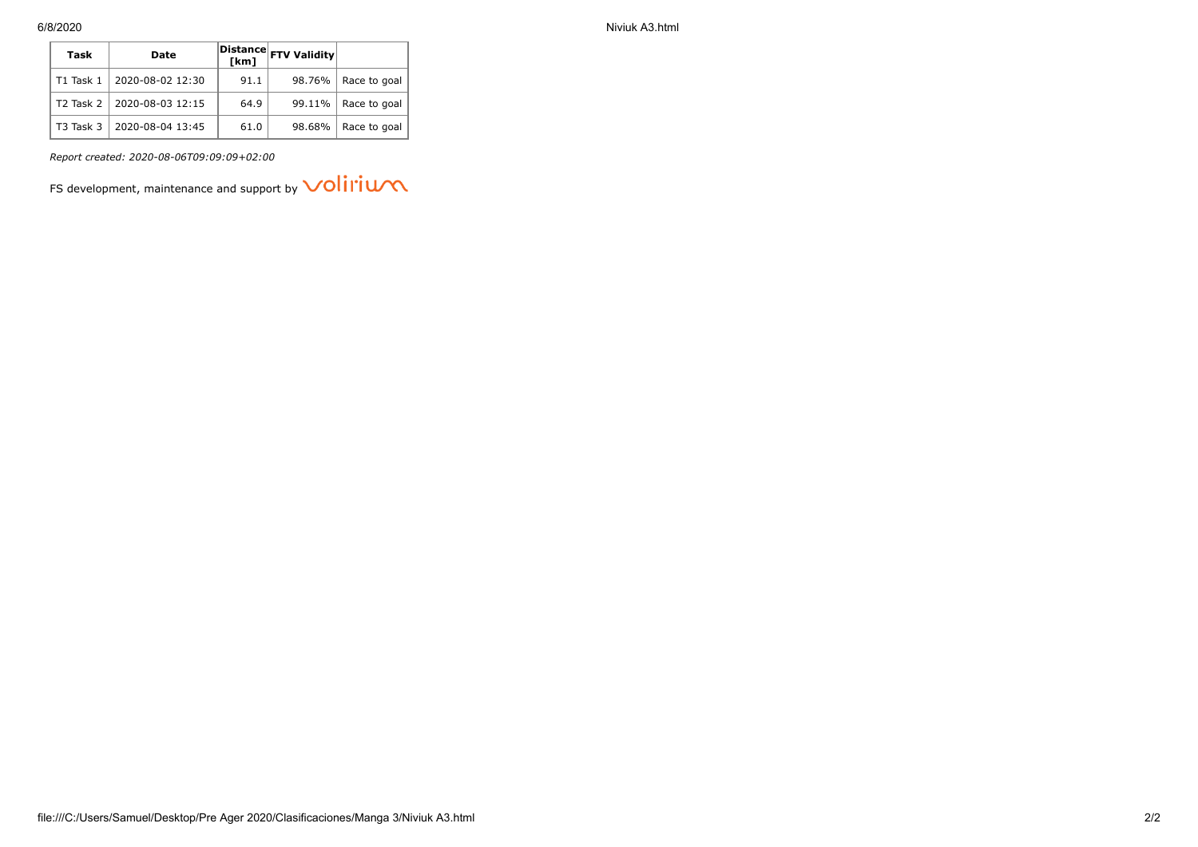| Task | Date | Distance [km] | FTV Validity | |
|---|---|---|---|---|
| T1 Task 1 | 2020-08-02 12:30 | 91.1 | 98.76% | Race to goal |
| T2 Task 2 | 2020-08-03 12:15 | 64.9 | 99.11% | Race to goal |
| T3 Task 3 | 2020-08-04 13:45 | 61.0 | 98.68% | Race to goal |

*Report created: 2020-08-06T09:09:09+02:00*

FS development, maintenance and support by volirium